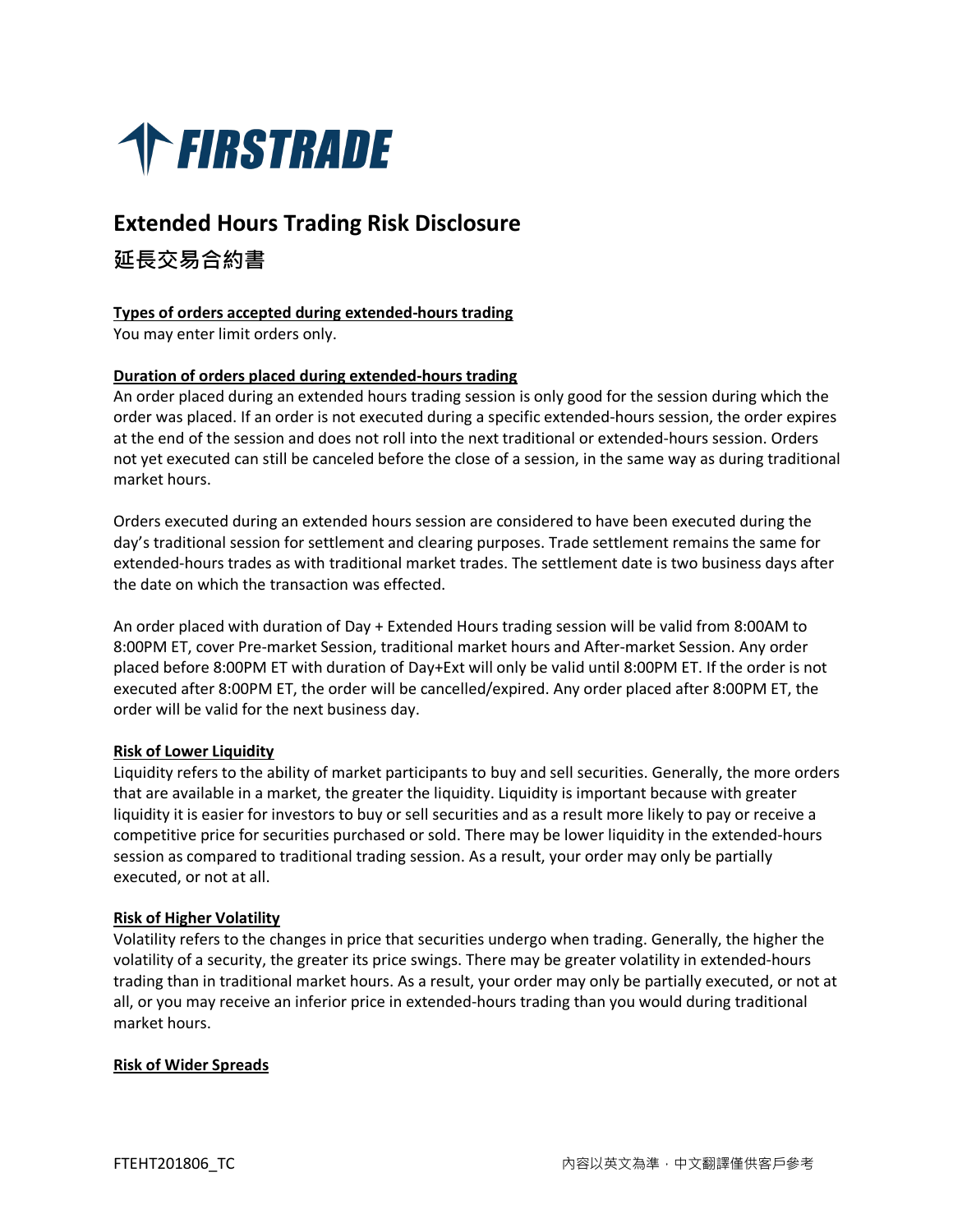FIRSTRADE

# Extended Hours Trading Risk Disclosure

## 延長交易合約書

**Types of orders accepted during extended-hours trading**

You may enter limit orders only.

**Duration of orders placed during extended-hours trading**

An order placed during an extended hours trading session is only good for the session during which the order was placed. If an order is not executed during a specific extended-hours session, the order expires at the end of the session and does not roll into the next traditional or extended-hours session. Orders not yet executed can still be canceled before the close of a session, in the same way as during traditional market hours.

Orders executed during an extended hours session are considered to have been executed during the day's traditional session for settlement and clearing purposes. Trade settlement remains the same for extended-hours trades as with traditional market trades. The settlement date is two business days after the date on which the transaction was effected.

An order placed with duration of Day + Extended Hours trading session will be valid from 8:00AM to 8:00PM ET, cover Pre-market Session, traditional market hours and After-market Session. Any order placed before 8:00PM ET with duration of Day+Ext will only be valid until 8:00PM ET. If the order is not executed after 8:00PM ET, the order will be cancelled/expired. Any order placed after 8:00PM ET, the order will be valid for the next business day.

**Risk of Lower Liquidity**

Liquidity refers to the ability of market participants to buy and sell securities. Generally, the more orders that are available in a market, the greater the liquidity. Liquidity is important because with greater liquidity it is easier for investors to buy or sell securities and as a result more likely to pay or receive a competitive price for securities purchased or sold. There may be lower liquidity in the extended-hours session as compared to traditional trading session. As a result, your order may only be partially executed, or not at all.

**Risk of Higher Volatility**

Volatility refers to the changes in price that securities undergo when trading. Generally, the higher the volatility of a security, the greater its price swings. There may be greater volatility in extended-hours trading than in traditional market hours. As a result, your order may only be partially executed, or not at all, or you may receive an inferior price in extended-hours trading than you would during traditional market hours.

**Risk of Wider Spreads**

FTEHT201806_TC 內容以英文為準，中文翻譯僅供客戶參考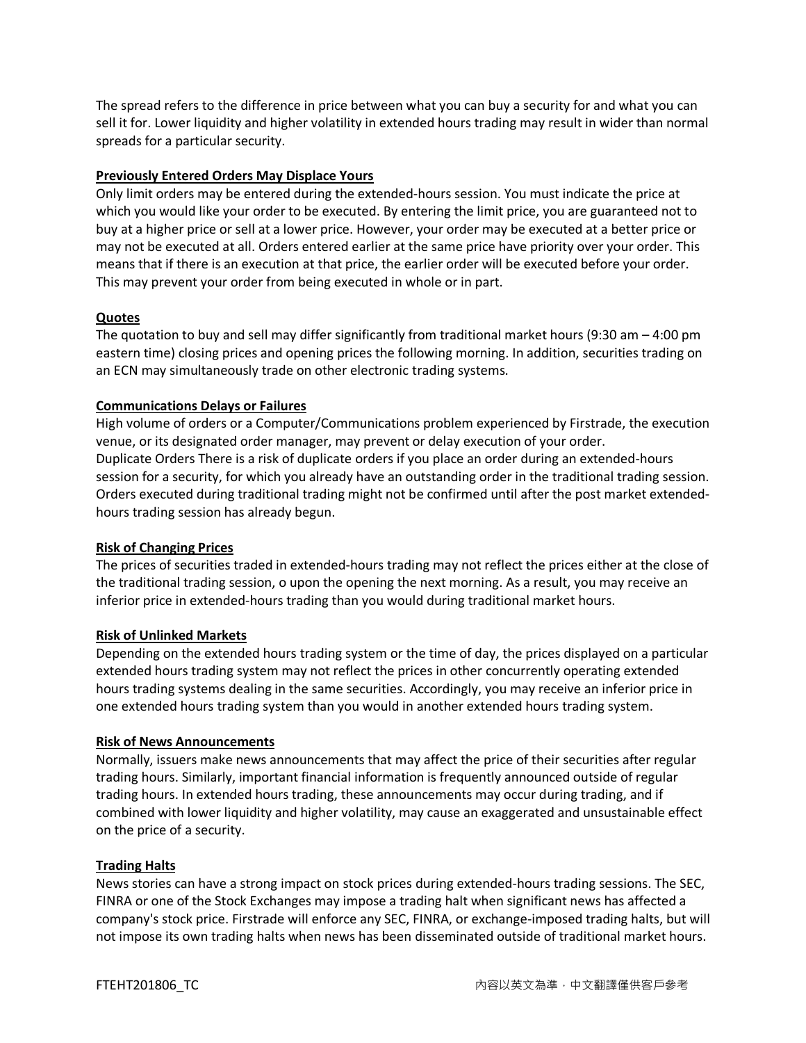The spread refers to the difference in price between what you can buy a security for and what you can sell it for. Lower liquidity and higher volatility in extended hours trading may result in wider than normal spreads for a particular security.

**Previously Entered Orders May Displace Yours**

Only limit orders may be entered during the extended-hours session. You must indicate the price at which you would like your order to be executed. By entering the limit price, you are guaranteed not to buy at a higher price or sell at a lower price. However, your order may be executed at a better price or may not be executed at all. Orders entered earlier at the same price have priority over your order. This means that if there is an execution at that price, the earlier order will be executed before your order. This may prevent your order from being executed in whole or in part.

**Quotes**

The quotation to buy and sell may differ significantly from traditional market hours (9:30 am – 4:00 pm eastern time) closing prices and opening prices the following morning. In addition, securities trading on an ECN may simultaneously trade on other electronic trading systems.

**Communications Delays or Failures**

High volume of orders or a Computer/Communications problem experienced by Firstrade, the execution venue, or its designated order manager, may prevent or delay execution of your order.
Duplicate Orders There is a risk of duplicate orders if you place an order during an extended-hours session for a security, for which you already have an outstanding order in the traditional trading session. Orders executed during traditional trading might not be confirmed until after the post market extended-hours trading session has already begun.

**Risk of Changing Prices**

The prices of securities traded in extended-hours trading may not reflect the prices either at the close of the traditional trading session, o upon the opening the next morning. As a result, you may receive an inferior price in extended-hours trading than you would during traditional market hours.

**Risk of Unlinked Markets**

Depending on the extended hours trading system or the time of day, the prices displayed on a particular extended hours trading system may not reflect the prices in other concurrently operating extended hours trading systems dealing in the same securities. Accordingly, you may receive an inferior price in one extended hours trading system than you would in another extended hours trading system.

**Risk of News Announcements**

Normally, issuers make news announcements that may affect the price of their securities after regular trading hours. Similarly, important financial information is frequently announced outside of regular trading hours. In extended hours trading, these announcements may occur during trading, and if combined with lower liquidity and higher volatility, may cause an exaggerated and unsustainable effect on the price of a security.

**Trading Halts**

News stories can have a strong impact on stock prices during extended-hours trading sessions. The SEC, FINRA or one of the Stock Exchanges may impose a trading halt when significant news has affected a company's stock price. Firstrade will enforce any SEC, FINRA, or exchange-imposed trading halts, but will not impose its own trading halts when news has been disseminated outside of traditional market hours.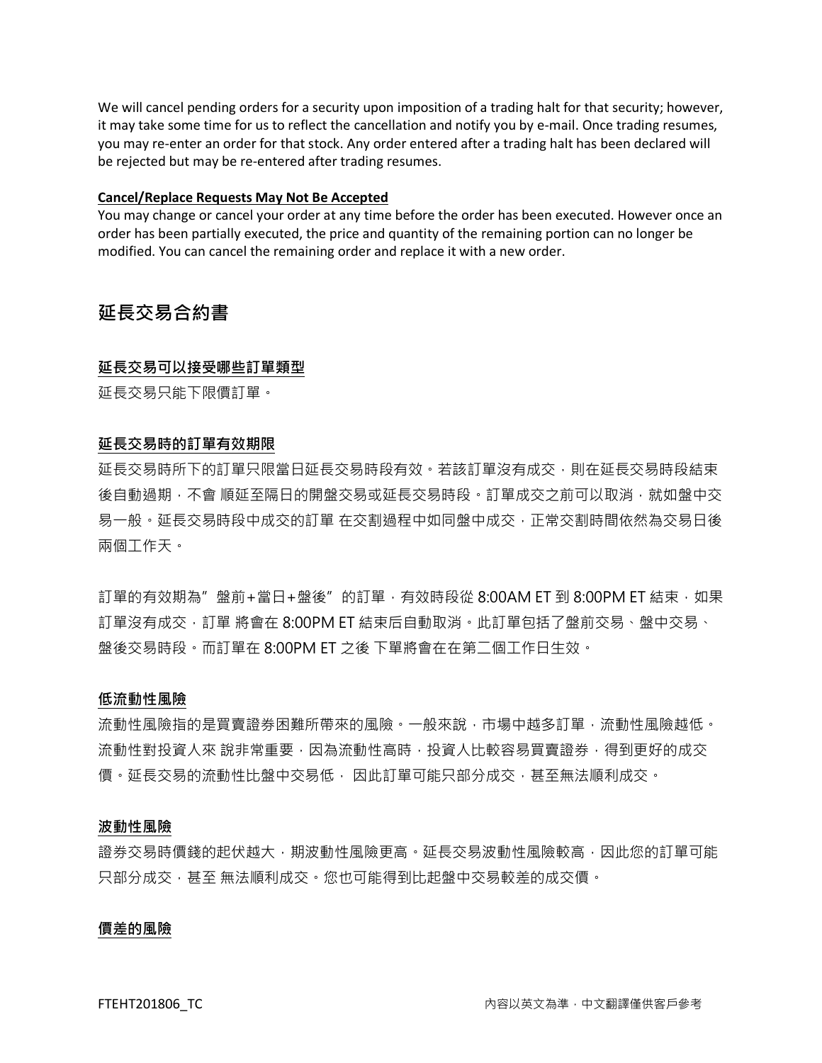We will cancel pending orders for a security upon imposition of a trading halt for that security; however, it may take some time for us to reflect the cancellation and notify you by e-mail. Once trading resumes, you may re-enter an order for that stock. Any order entered after a trading halt has been declared will be rejected but may be re-entered after trading resumes.

**Cancel/Replace Requests May Not Be Accepted**

You may change or cancel your order at any time before the order has been executed. However once an order has been partially executed, the price and quantity of the remaining portion can no longer be modified. You can cancel the remaining order and replace it with a new order.

## 延長交易合約書

**延長交易可以接受哪些訂單類型**

延長交易只能下限價訂單。

**延長交易時的訂單有效期限**

延長交易時所下的訂單只限當日延長交易時段有效。若該訂單沒有成交，則在延長交易時段結束後自動過期，不會 順延至隔日的開盤交易或延長交易時段。訂單成交之前可以取消，就如盤中交易一般。延長交易時段中成交的訂單 在交割過程中如同盤中成交，正常交割時間依然為交易日後兩個工作天。

訂單的有效期為”盤前+當日+盤後”的訂單，有效時段從 8:00AM ET 到 8:00PM ET 結束，如果訂單沒有成交，訂單 將會在 8:00PM ET 結束后自動取消。此訂單包括了盤前交易、盤中交易、盤後交易時段。而訂單在 8:00PM ET 之後 下單將會在在第二個工作日生效。

**低流動性風險**

流動性風險指的是買賣證券困難所帶來的風險。一般來說，市場中越多訂單，流動性風險越低。流動性對投資人來 說非常重要，因為流動性高時，投資人比較容易買賣證券，得到更好的成交價。延長交易的流動性比盤中交易低， 因此訂單可能只部分成交，甚至無法順利成交。

**波動性風險**

證券交易時價錢的起伏越大，期波動性風險更高。延長交易波動性風險較高，因此您的訂單可能只部分成交，甚至 無法順利成交。您也可能得到比起盤中交易較差的成交價。

**價差的風險**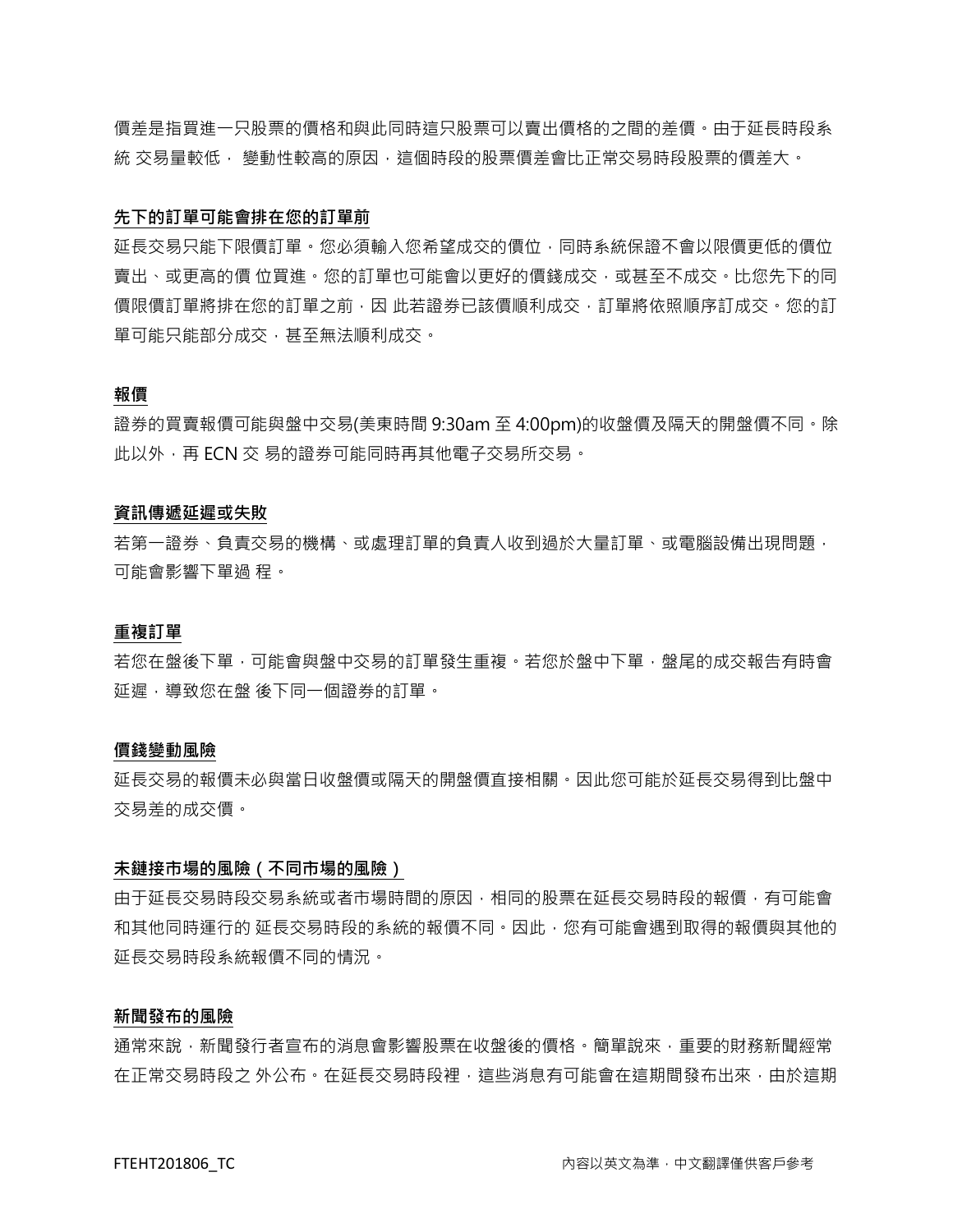價差是指買進一只股票的價格和與此同時這只股票可以賣出價格的之間的差價。由于延長時段系統 交易量較低， 變動性較高的原因，這個時段的股票價差會比正常交易時段股票的價差大。

**先下的訂單可能會排在您的訂單前**

延長交易只能下限價訂單。您必須輸入您希望成交的價位，同時系統保證不會以限價更低的價位賣出、或更高的價 位買進。您的訂單也可能會以更好的價錢成交，或甚至不成交。比您先下的同價限價訂單將排在您的訂單之前，因 此若證券已該價順利成交，訂單將依照順序訂成交。您的訂單可能只能部分成交，甚至無法順利成交。

**報價**

證券的買賣報價可能與盤中交易(美東時間 9:30am 至 4:00pm)的收盤價及隔天的開盤價不同。除此以外，再 ECN 交 易的證券可能同時再其他電子交易所交易。

**資訊傳遞延遲或失敗**

若第一證券、負責交易的機構、或處理訂單的負責人收到過於大量訂單、或電腦設備出現問題，可能會影響下單過 程。

**重複訂單**

若您在盤後下單，可能會與盤中交易的訂單發生重複。若您於盤中下單，盤尾的成交報告有時會延遲，導致您在盤 後下同一個證券的訂單。

**價錢變動風險**

延長交易的報價未必與當日收盤價或隔天的開盤價直接相關。因此您可能於延長交易得到比盤中交易差的成交價。

**未鏈接市場的風險（不同市場的風險）**

由于延長交易時段交易系統或者市場時間的原因，相同的股票在延長交易時段的報價，有可能會和其他同時運行的 延長交易時段的系統的報價不同。因此，您有可能會遇到取得的報價與其他的延長交易時段系統報價不同的情況。

**新聞發布的風險**

通常來說，新聞發行者宣布的消息會影響股票在收盤後的價格。簡單說來，重要的財務新聞經常在正常交易時段之 外公布。在延長交易時段裡，這些消息有可能會在這期間發布出來，由於這期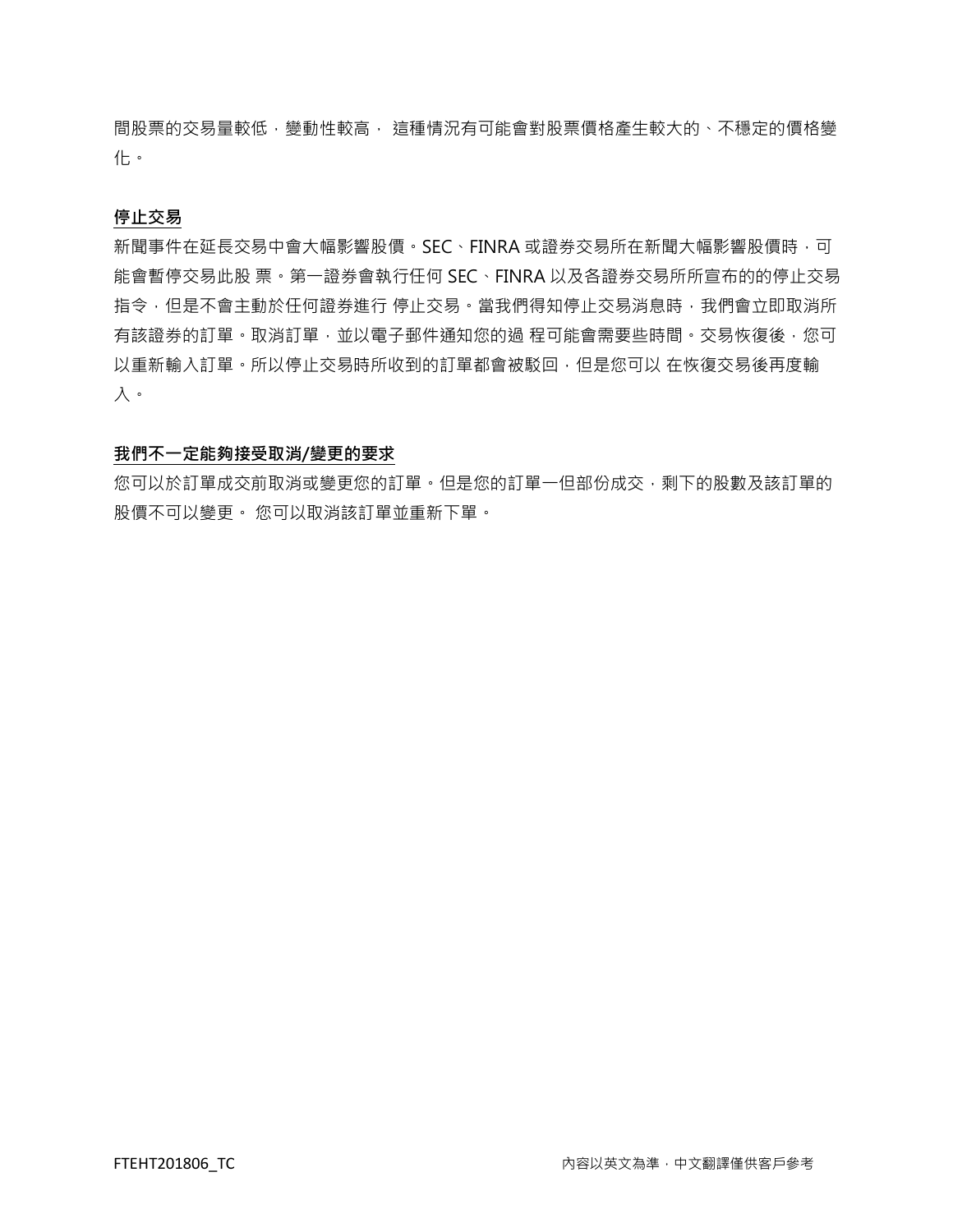間股票的交易量較低，變動性較高， 這種情況有可能會對股票價格產生較大的、不穩定的價格變化。

**停止交易**

新聞事件在延長交易中會大幅影響股價。SEC、FINRA 或證券交易所在新聞大幅影響股價時，可能會暫停交易此股 票。第一證券會執行任何 SEC、FINRA 以及各證券交易所所宣布的的停止交易指令，但是不會主動於任何證券進行 停止交易。當我們得知停止交易消息時，我們會立即取消所有該證券的訂單。取消訂單，並以電子郵件通知您的過 程可能會需要些時間。交易恢復後，您可以重新輸入訂單。所以停止交易時所收到的訂單都會被駁回，但是您可以 在恢復交易後再度輸入。

**我們不一定能夠接受取消/變更的要求**

您可以於訂單成交前取消或變更您的訂單。但是您的訂單一但部份成交，剩下的股數及該訂單的股價不可以變更。 您可以取消該訂單並重新下單。

FTEHT201806_TC 內容以英文為準，中文翻譯僅供客戶參考